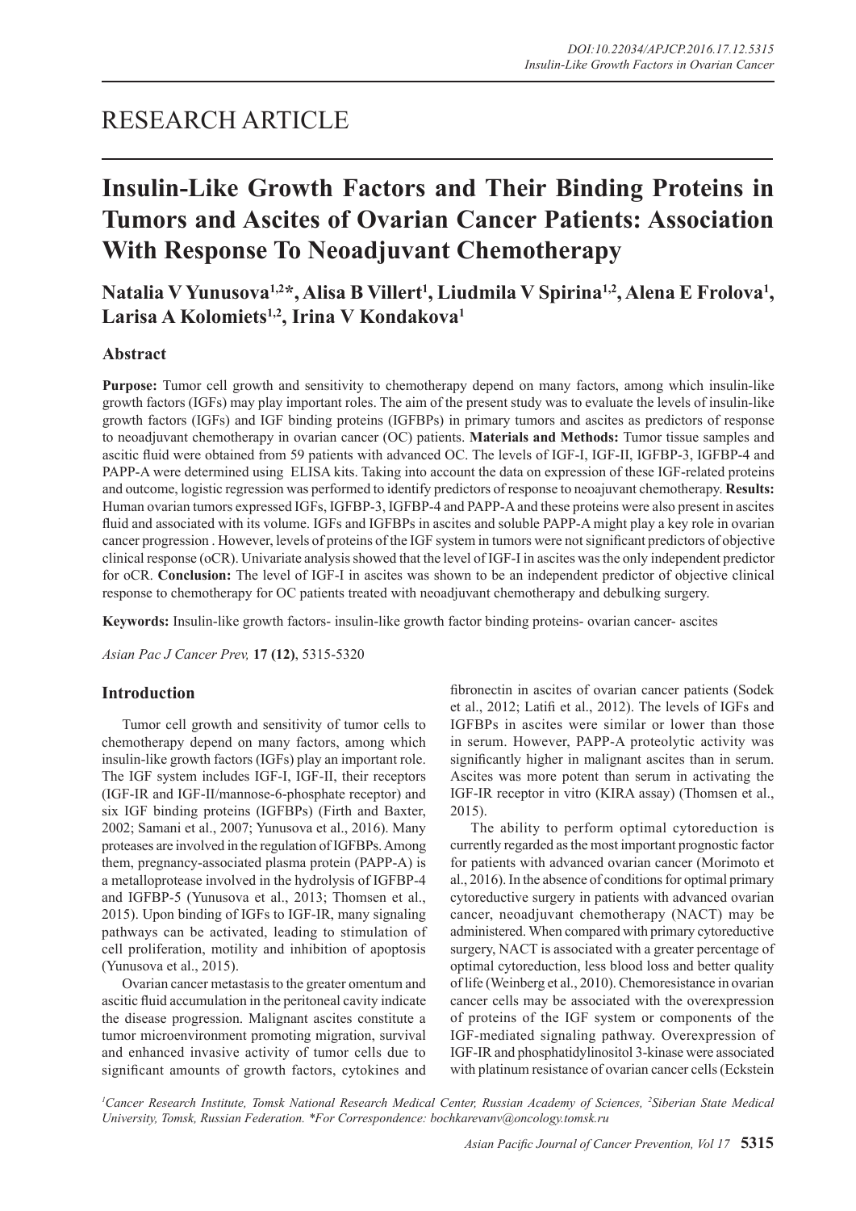# RESEARCH ARTICLE

# Insulin-Like Growth Factors and Their Binding Proteins in Tumors and Ascites of Ovarian Cancer Patients: Association With Response To Neoadjuvant Chemotherapy

**Natalia V Yunusova[1,2]*, Alisa B Villert[1], Liudmila V Spirina[1,2], Alena E Frolova[1], Larisa A Kolomiets[1,2], Irina V Kondakova[1]**

## Abstract

**Purpose:** Tumor cell growth and sensitivity to chemotherapy depend on many factors, among which insulin-like growth factors (IGFs) may play important roles. The aim of the present study was to evaluate the levels of insulin-like growth factors (IGFs) and IGF binding proteins (IGFBPs) in primary tumors and ascites as predictors of response to neoadjuvant chemotherapy in ovarian cancer (OC) patients. **Materials and Methods:** Tumor tissue samples and ascitic fluid were obtained from 59 patients with advanced OC. The levels of IGF-I, IGF-II, IGFBP-3, IGFBP-4 and PAPP-A were determined using ELISA kits. Taking into account the data on expression of these IGF-related proteins and outcome, logistic regression was performed to identify predictors of response to neoajuvant chemotherapy. **Results:** Human ovarian tumors expressed IGFs, IGFBP-3, IGFBP-4 and PAPP-A and these proteins were also present in ascites fluid and associated with its volume. IGFs and IGFBPs in ascites and soluble PAPP-A might play a key role in ovarian cancer progression . However, levels of proteins of the IGF system in tumors were not significant predictors of objective clinical response (oCR). Univariate analysis showed that the level of IGF-I in ascites was the only independent predictor for oCR. **Conclusion:** The level of IGF-I in ascites was shown to be an independent predictor of objective clinical response to chemotherapy for OC patients treated with neoadjuvant chemotherapy and debulking surgery.

**Keywords:** Insulin-like growth factors- insulin-like growth factor binding proteins- ovarian cancer- ascites

*Asian Pac J Cancer Prev,* **17 (12)**, 5315-5320

## Introduction

Tumor cell growth and sensitivity of tumor cells to chemotherapy depend on many factors, among which insulin-like growth factors (IGFs) play an important role. The IGF system includes IGF-I, IGF-II, their receptors (IGF-IR and IGF-II/mannose-6-phosphate receptor) and six IGF binding proteins (IGFBPs) (Firth and Baxter, 2002; Samani et al., 2007; Yunusova et al., 2016). Many proteases are involved in the regulation of IGFBPs. Among them, pregnancy-associated plasma protein (PAPP-A) is a metalloprotease involved in the hydrolysis of IGFBP-4 and IGFBP-5 (Yunusova et al., 2013; Thomsen et al., 2015). Upon binding of IGFs to IGF-IR, many signaling pathways can be activated, leading to stimulation of cell proliferation, motility and inhibition of apoptosis (Yunusova et al., 2015).

Ovarian cancer metastasis to the greater omentum and ascitic fluid accumulation in the peritoneal cavity indicate the disease progression. Malignant ascites constitute a tumor microenvironment promoting migration, survival and enhanced invasive activity of tumor cells due to significant amounts of growth factors, cytokines and fibronectin in ascites of ovarian cancer patients (Sodek et al., 2012; Latifi et al., 2012). The levels of IGFs and IGFBPs in ascites were similar or lower than those in serum. However, PAPP-A proteolytic activity was significantly higher in malignant ascites than in serum. Ascites was more potent than serum in activating the IGF-IR receptor in vitro (KIRA assay) (Thomsen et al., 2015).

The ability to perform optimal cytoreduction is currently regarded as the most important prognostic factor for patients with advanced ovarian cancer (Morimoto et al., 2016). In the absence of conditions for optimal primary cytoreductive surgery in patients with advanced ovarian cancer, neoadjuvant chemotherapy (NACT) may be administered. When compared with primary cytoreductive surgery, NACT is associated with a greater percentage of optimal cytoreduction, less blood loss and better quality of life (Weinberg et al., 2010). Chemoresistance in ovarian cancer cells may be associated with the overexpression of proteins of the IGF system or components of the IGF-mediated signaling pathway. Overexpression of IGF-IR and phosphatidylinositol 3-kinase were associated with platinum resistance of ovarian cancer cells (Eckstein

[1]Cancer Research Institute, Tomsk National Research Medical Center, Russian Academy of Sciences, [2]Siberian State Medical University, Tomsk, Russian Federation. *For Correspondence: bochkarevanv@oncology.tomsk.ru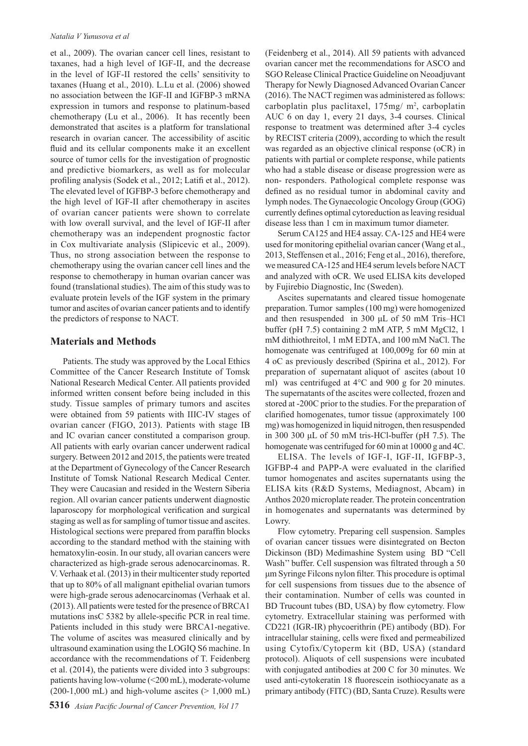et al., 2009). The ovarian cancer cell lines, resistant to taxanes, had a high level of IGF-II, and the decrease in the level of IGF-II restored the cells' sensitivity to taxanes (Huang et al., 2010). L.Lu et al. (2006) showed no association between the IGF-II and IGFBP-3 mRNA expression in tumors and response to platinum-based chemotherapy (Lu et al., 2006). It has recently been demonstrated that ascites is a platform for translational research in ovarian cancer. The accessibility of ascitic fluid and its cellular components make it an excellent source of tumor cells for the investigation of prognostic and predictive biomarkers, as well as for molecular profiling analysis (Sodek et al., 2012; Latifi et al., 2012). The elevated level of IGFBP-3 before chemotherapy and the high level of IGF-II after chemotherapy in ascites of ovarian cancer patients were shown to correlate with low overall survival, and the level of IGF-II after chemotherapy was an independent prognostic factor in Cox multivariate analysis (Slipicevic et al., 2009). Thus, no strong association between the response to chemotherapy using the ovarian cancer cell lines and the response to chemotherapy in human ovarian cancer was found (translational studies). The aim of this study was to evaluate protein levels of the IGF system in the primary tumor and ascites of ovarian cancer patients and to identify the predictors of response to NACT.

## Materials and Methods

Patients. The study was approved by the Local Ethics Committee of the Cancer Research Institute of Tomsk National Research Medical Center. All patients provided informed written consent before being included in this study. Tissue samples of primary tumors and ascites were obtained from 59 patients with IIIC-IV stages of ovarian cancer (FIGO, 2013). Patients with stage IB and IC ovarian cancer constituted a comparison group. All patients with early ovarian cancer underwent radical surgery. Between 2012 and 2015, the patients were treated at the Department of Gynecology of the Cancer Research Institute of Tomsk National Research Medical Center. They were Caucasian and resided in the Western Siberia region. All ovarian cancer patients underwent diagnostic laparoscopy for morphological verification and surgical staging as well as for sampling of tumor tissue and ascites. Histological sections were prepared from paraffin blocks according to the standard method with the staining with hematoxylin-eosin. In our study, all ovarian cancers were characterized as high-grade serous adenocarcinomas. R. V. Verhaak et al. (2013) in their multicenter study reported that up to 80% of all malignant epithelial ovarian tumors were high-grade serous adenocarcinomas (Verhaak et al. (2013). All patients were tested for the presence of BRCA1 mutations insC 5382 by allele-specific PCR in real time. Patients included in this study were BRCA1-negative. The volume of ascites was measured clinically and by ultrasound examination using the LOGIQ S6 machine. In accordance with the recommendations of T. Feidenberg et al. (2014), the patients were divided into 3 subgroups: patients having low-volume (<200 mL), moderate-volume (200-1,000 mL) and high-volume ascites (> 1,000 mL) (Feidenberg et al., 2014). All 59 patients with advanced ovarian cancer met the recommendations for ASCO and SGO Release Clinical Practice Guideline on Neoadjuvant Therapy for Newly Diagnosed Advanced Ovarian Cancer (2016). The NACT regimen was administered as follows: carboplatin plus paclitaxel, 175mg/ m$^2$, carboplatin AUC 6 on day 1, every 21 days, 3-4 courses. Clinical response to treatment was determined after 3-4 cycles by RECIST criteria (2009), according to which the result was regarded as an objective clinical response (oCR) in patients with partial or complete response, while patients who had a stable disease or disease progression were as non- responders. Pathological complete response was defined as no residual tumor in abdominal cavity and lymph nodes. The Gynaecologic Oncology Group (GOG) currently defines optimal cytoreduction as leaving residual disease less than 1 cm in maximum tumor diameter.

Serum CA125 and HE4 assay. CA-125 and HE4 were used for monitoring epithelial ovarian cancer (Wang et al., 2013, Steffensen et al., 2016; Feng et al., 2016), therefore, we measured CA-125 and HE4 serum levels before NACT and analyzed with oCR. We used ELISA kits developed by Fujirebio Diagnostic, Inc (Sweden).

Ascites supernatants and cleared tissue homogenate preparation. Tumor samples (100 mg) were homogenized and then resuspended in 300 μL of 50 mM Tris–HCl buffer (pH 7.5) containing 2 mM ATP, 5 mM MgCl2, 1 mM dithiothreitol, 1 mM EDTA, and 100 mM NaCl. The homogenate was centrifuged at 100,009g for 60 min at 4 oC as previously described (Spirina et al., 2012). For preparation of supernatant aliquot of ascites (about 10 ml) was centrifuged at 4°C and 900 g for 20 minutes. The supernatants of the ascites were collected, frozen and stored at -200C prior to the studies. For the preparation of clarified homogenates, tumor tissue (approximately 100 mg) was homogenized in liquid nitrogen, then resuspended in 300 300 μL of 50 mM tris-HCl-buffer (pH 7.5). The homogenate was centrifuged for 60 min at 10000 g and 4C.

ELISA. The levels of IGF-I, IGF-II, IGFBP-3, IGFBP-4 and PAPP-A were evaluated in the clarified tumor homogenates and ascites supernatants using the ELISA kits (R&D Systems, Mediagnost, Abcam) in Anthos 2020 microplate reader. The protein concentration in homogenates and supernatants was determined by Lowry.

Flow cytometry. Preparing cell suspension. Samples of ovarian cancer tissues were disintegrated on Becton Dickinson (BD) Medimashine System using BD "Cell Wash'' buffer. Cell suspension was filtrated through a 50 μm Syringe Filcons nylon filter. This procedure is optimal for cell suspensions from tissues due to the absence of their contamination. Number of cells was counted in BD Trucount tubes (BD, USA) by flow cytometry. Flow cytometry. Extracellular staining was performed with CD221 (IGR-IR) phycoerithrin (PE) antibody (BD). For intracellular staining, cells were fixed and permeabilized using Cytofix/Cytoperm kit (BD, USA) (standard protocol). Aliquots of cell suspensions were incubated with conjugated antibodies at 200 C for 30 minutes. We used anti-cytokeratin 18 fluorescein isothiocyanate as a primary antibody (FITC) (BD, Santa Cruze). Results were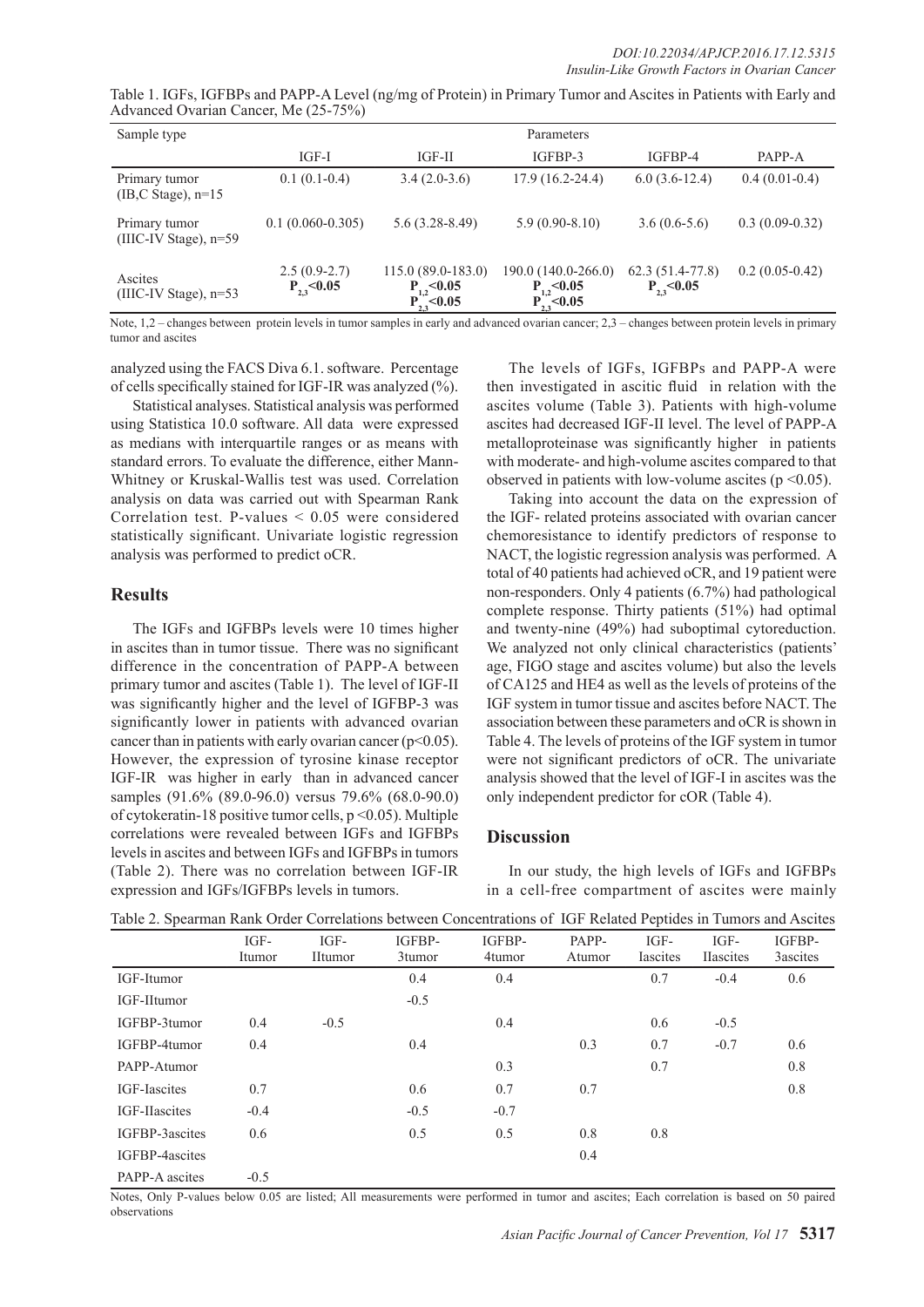Table 1. IGFs, IGFBPs and PAPP-A Level (ng/mg of Protein) in Primary Tumor and Ascites in Patients with Early and Advanced Ovarian Cancer, Me (25-75%)

| Sample type | Parameters | | | | |
|---|---|---|---|---|---|
| | IGF-I | IGF-II | IGFBP-3 | IGFBP-4 | PAPP-A |
| Primary tumor (IB,C Stage), n=15 | 0.1 (0.1-0.4) | 3.4 (2.0-3.6) | 17.9 (16.2-24.4) | 6.0 (3.6-12.4) | 0.4 (0.01-0.4) |
| Primary tumor (IIIC-IV Stage), n=59 | 0.1 (0.060-0.305) | 5.6 (3.28-8.49) | 5.9 (0.90-8.10) | 3.6 (0.6-5.6) | 0.3 (0.09-0.32) |
| Ascites (IIIC-IV Stage), n=53 | 2.5 (0.9-2.7) **$P_{2,3}$<0.05** | 115.0 (89.0-183.0) **$P_{1,2}$<0.05 $P_{2,3}$<0.05** | 190.0 (140.0-266.0) **$P_{1,2}$<0.05 $P_{2,3}$<0.05** | 62.3 (51.4-77.8) **$P_{2,3}$<0.05** | 0.2 (0.05-0.42) |

Note, 1,2 – changes between protein levels in tumor samples in early and advanced ovarian cancer; 2,3 – changes between protein levels in primary tumor and ascites

analyzed using the FACS Diva 6.1. software. Percentage of cells specifically stained for IGF-IR was analyzed (%).

Statistical analyses. Statistical analysis was performed using Statistica 10.0 software. All data were expressed as medians with interquartile ranges or as means with standard errors. To evaluate the difference, either Mann-Whitney or Kruskal-Wallis test was used. Correlation analysis on data was carried out with Spearman Rank Correlation test. P-values < 0.05 were considered statistically significant. Univariate logistic regression analysis was performed to predict oCR.

## Results

The IGFs and IGFBPs levels were 10 times higher in ascites than in tumor tissue. There was no significant difference in the concentration of PAPP-A between primary tumor and ascites (Table 1). The level of IGF-II was significantly higher and the level of IGFBP-3 was significantly lower in patients with advanced ovarian cancer than in patients with early ovarian cancer (p<0.05). However, the expression of tyrosine kinase receptor IGF-IR was higher in early than in advanced cancer samples (91.6% (89.0-96.0) versus 79.6% (68.0-90.0) of cytokeratin-18 positive tumor cells, p <0.05). Multiple correlations were revealed between IGFs and IGFBPs levels in ascites and between IGFs and IGFBPs in tumors (Table 2). There was no correlation between IGF-IR expression and IGFs/IGFBPs levels in tumors.

The levels of IGFs, IGFBPs and PAPP-A were then investigated in ascitic fluid in relation with the ascites volume (Table 3). Patients with high-volume ascites had decreased IGF-II level. The level of PAPP-A metalloproteinase was significantly higher in patients with moderate- and high-volume ascites compared to that observed in patients with low-volume ascites (p <0.05).

Taking into account the data on the expression of the IGF- related proteins associated with ovarian cancer chemoresistance to identify predictors of response to NACT, the logistic regression analysis was performed. A total of 40 patients had achieved oCR, and 19 patient were non-responders. Only 4 patients (6.7%) had pathological complete response. Thirty patients (51%) had optimal and twenty-nine (49%) had suboptimal cytoreduction. We analyzed not only clinical characteristics (patients' age, FIGO stage and ascites volume) but also the levels of CA125 and HE4 as well as the levels of proteins of the IGF system in tumor tissue and ascites before NACT. The association between these parameters and oCR is shown in Table 4. The levels of proteins of the IGF system in tumor were not significant predictors of oCR. The univariate analysis showed that the level of IGF-I in ascites was the only independent predictor for cOR (Table 4).

## Discussion

In our study, the high levels of IGFs and IGFBPs in a cell-free compartment of ascites were mainly

Table 2. Spearman Rank Order Correlations between Concentrations of IGF Related Peptides in Tumors and Ascites

| | IGF-Itumor | IGF-IItumor | IGFBP-3tumor | IGFBP-4tumor | PAPP-Atumor | IGF-Iascites | IGF-IIascites | IGFBP-3ascites |
|---|---|---|---|---|---|---|---|---|
| IGF-Itumor | | | 0.4 | 0.4 | | 0.7 | -0.4 | 0.6 |
| IGF-IItumor | | | -0.5 | | | | | |
| IGFBP-3tumor | 0.4 | -0.5 | | 0.4 | | 0.6 | -0.5 | |
| IGFBP-4tumor | 0.4 | | 0.4 | | 0.3 | 0.7 | -0.7 | 0.6 |
| PAPP-Atumor | | | | 0.3 | | 0.7 | | 0.8 |
| IGF-Iascites | 0.7 | | 0.6 | 0.7 | 0.7 | | | 0.8 |
| IGF-IIascites | -0.4 | | -0.5 | -0.7 | | | | |
| IGFBP-3ascites | 0.6 | | 0.5 | 0.5 | 0.8 | 0.8 | | |
| IGFBP-4ascites | | | | | 0.4 | | | |
| PAPP-A ascites | -0.5 | | | | | | | |

Notes, Only P-values below 0.05 are listed; All measurements were performed in tumor and ascites; Each correlation is based on 50 paired observations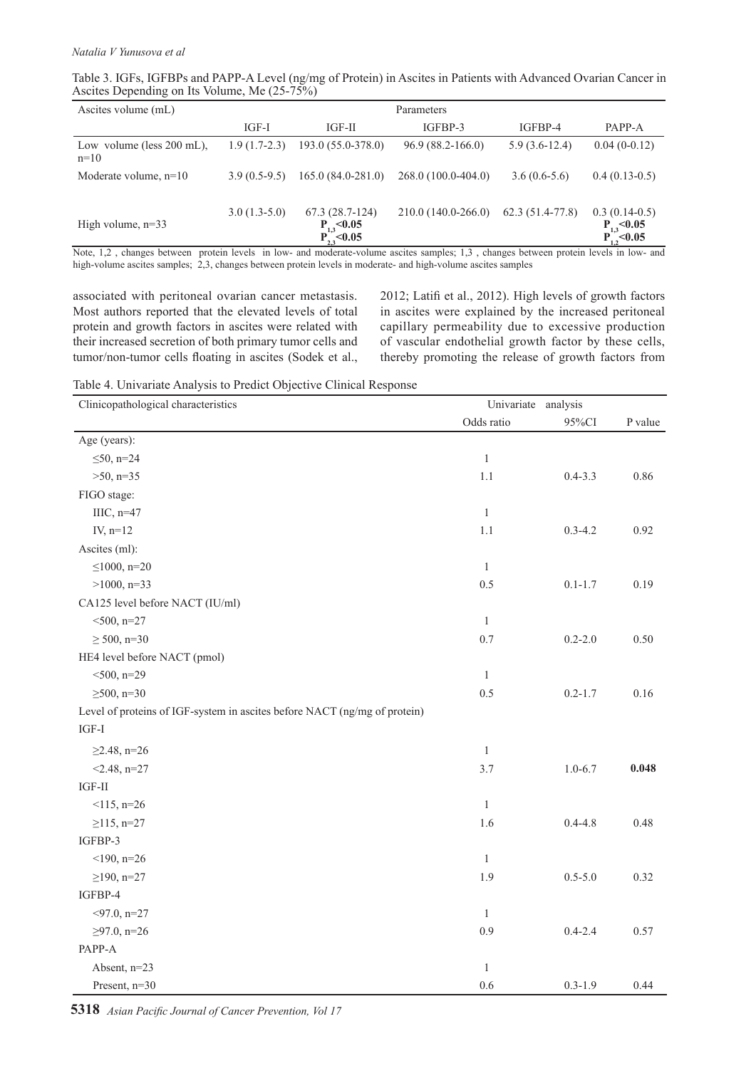Table 3. IGFs, IGFBPs and PAPP-A Level (ng/mg of Protein) in Ascites in Patients with Advanced Ovarian Cancer in Ascites Depending on Its Volume, Me (25-75%)

| Ascites volume (mL) | Parameters | | | | |
|---|---|---|---|---|---|
| | IGF-I | IGF-II | IGFBP-3 | IGFBP-4 | PAPP-A |
| Low volume (less 200 mL), n=10 | 1.9 (1.7-2.3) | 193.0 (55.0-378.0) | 96.9 (88.2-166.0) | 5.9 (3.6-12.4) | 0.04 (0-0.12) |
| Moderate volume, n=10 | 3.9 (0.5-9.5) | 165.0 (84.0-281.0) | 268.0 (100.0-404.0) | 3.6 (0.6-5.6) | 0.4 (0.13-0.5) |
| High volume, n=33 | 3.0 (1.3-5.0) | 67.3 (28.7-124) **$P_{1,3}$<0.05** **$P_{2,3}$<0.05** | 210.0 (140.0-266.0) | 62.3 (51.4-77.8) | 0.3 (0.14-0.5) **$P_{1,3}$<0.05** **$P_{1,2}$<0.05** |

Note, 1,2 , changes between protein levels in low- and moderate-volume ascites samples; 1,3 , changes between protein levels in low- and high-volume ascites samples; 2,3, changes between protein levels in moderate- and high-volume ascites samples

associated with peritoneal ovarian cancer metastasis. Most authors reported that the elevated levels of total protein and growth factors in ascites were related with their increased secretion of both primary tumor cells and tumor/non-tumor cells floating in ascites (Sodek et al., 2012; Latifi et al., 2012). High levels of growth factors in ascites were explained by the increased peritoneal capillary permeability due to excessive production of vascular endothelial growth factor by these cells, thereby promoting the release of growth factors from

Table 4. Univariate Analysis to Predict Objective Clinical Response

| Clinicopathological characteristics | Univariate analysis | | |
|---|---|---|---|
| | Odds ratio | 95%CI | P value |
| Age (years): | | | |
| ≤50, n=24 | 1 | | |
| >50, n=35 | 1.1 | 0.4-3.3 | 0.86 |
| FIGO stage: | | | |
| IIIC, n=47 | 1 | | |
| IV, n=12 | 1.1 | 0.3-4.2 | 0.92 |
| Ascites (ml): | | | |
| ≤1000, n=20 | 1 | | |
| >1000, n=33 | 0.5 | 0.1-1.7 | 0.19 |
| CA125 level before NACT (IU/ml) | | | |
| <500, n=27 | 1 | | |
| ≥ 500, n=30 | 0.7 | 0.2-2.0 | 0.50 |
| HE4 level before NACT (pmol) | | | |
| <500, n=29 | 1 | | |
| ≥500, n=30 | 0.5 | 0.2-1.7 | 0.16 |
| Level of proteins of IGF-system in ascites before NACT (ng/mg of protein) | | | |
| IGF-I | | | |
| ≥2.48, n=26 | 1 | | |
| <2.48, n=27 | 3.7 | 1.0-6.7 | **0.048** |
| IGF-II | | | |
| <115, n=26 | 1 | | |
| ≥115, n=27 | 1.6 | 0.4-4.8 | 0.48 |
| IGFBP-3 | | | |
| <190, n=26 | 1 | | |
| ≥190, n=27 | 1.9 | 0.5-5.0 | 0.32 |
| IGFBP-4 | | | |
| <97.0, n=27 | 1 | | |
| ≥97.0, n=26 | 0.9 | 0.4-2.4 | 0.57 |
| PAPP-A | | | |
| Absent, n=23 | 1 | | |
| Present, n=30 | 0.6 | 0.3-1.9 | 0.44 |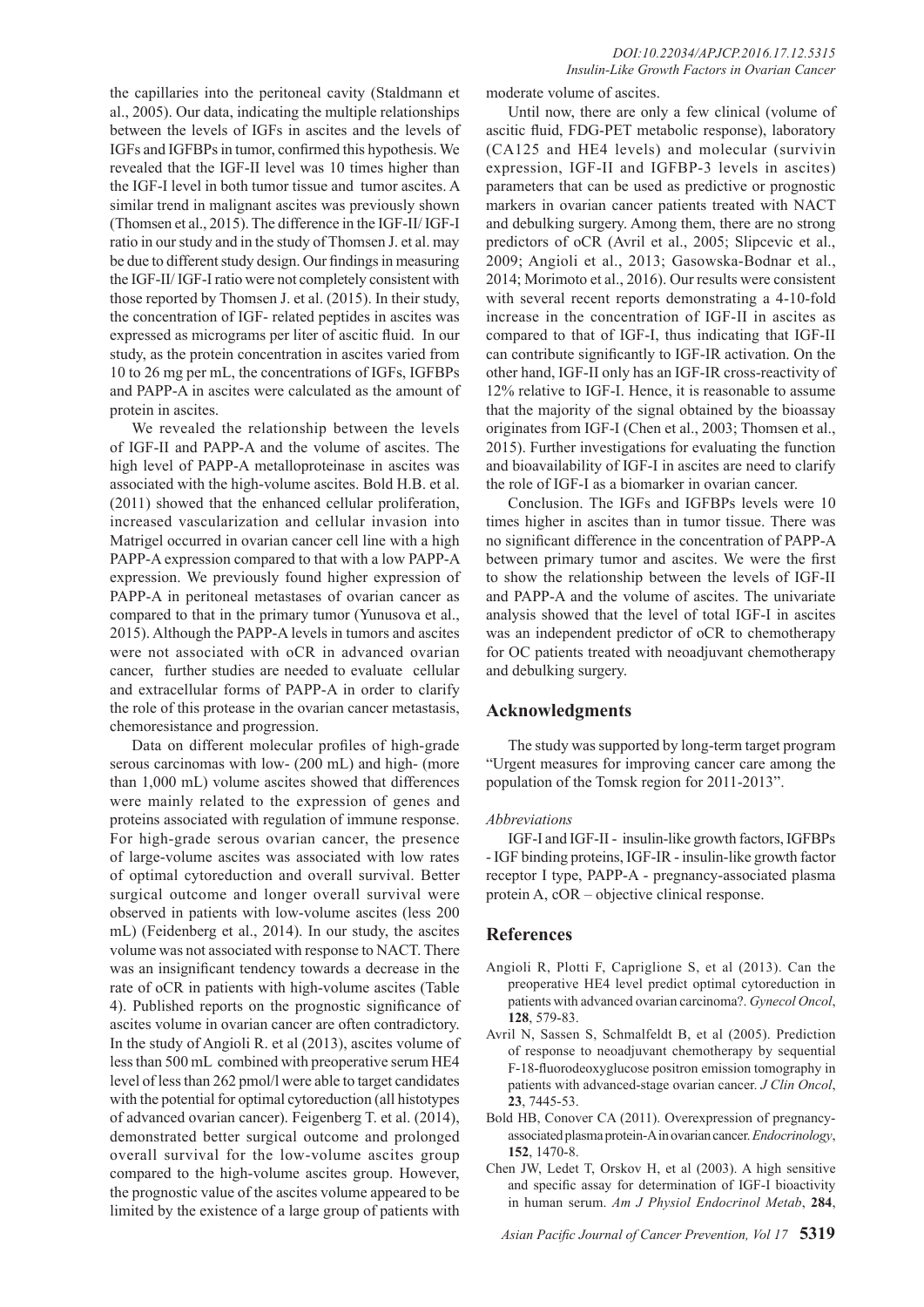the capillaries into the peritoneal cavity (Staldmann et al., 2005). Our data, indicating the multiple relationships between the levels of IGFs in ascites and the levels of IGFs and IGFBPs in tumor, confirmed this hypothesis. We revealed that the IGF-II level was 10 times higher than the IGF-I level in both tumor tissue and tumor ascites. A similar trend in malignant ascites was previously shown (Thomsen et al., 2015). The difference in the IGF-II/ IGF-I ratio in our study and in the study of Thomsen J. et al. may be due to different study design. Our findings in measuring the IGF-II/ IGF-I ratio were not completely consistent with those reported by Thomsen J. et al. (2015). In their study, the concentration of IGF- related peptides in ascites was expressed as micrograms per liter of ascitic fluid. In our study, as the protein concentration in ascites varied from 10 to 26 mg per mL, the concentrations of IGFs, IGFBPs and PAPP-A in ascites were calculated as the amount of protein in ascites.

We revealed the relationship between the levels of IGF-II and PAPP-A and the volume of ascites. The high level of PAPP-A metalloproteinase in ascites was associated with the high-volume ascites. Bold H.B. et al. (2011) showed that the enhanced cellular proliferation, increased vascularization and cellular invasion into Matrigel occurred in ovarian cancer cell line with a high PAPP-A expression compared to that with a low PAPP-A expression. We previously found higher expression of PAPP-A in peritoneal metastases of ovarian cancer as compared to that in the primary tumor (Yunusova et al., 2015). Although the PAPP-A levels in tumors and ascites were not associated with oCR in advanced ovarian cancer, further studies are needed to evaluate cellular and extracellular forms of PAPP-A in order to clarify the role of this protease in the ovarian cancer metastasis, chemoresistance and progression.

Data on different molecular profiles of high-grade serous carcinomas with low- (200 mL) and high- (more than 1,000 mL) volume ascites showed that differences were mainly related to the expression of genes and proteins associated with regulation of immune response. For high-grade serous ovarian cancer, the presence of large-volume ascites was associated with low rates of optimal cytoreduction and overall survival. Better surgical outcome and longer overall survival were observed in patients with low-volume ascites (less 200 mL) (Feidenberg et al., 2014). In our study, the ascites volume was not associated with response to NACT. There was an insignificant tendency towards a decrease in the rate of oCR in patients with high-volume ascites (Table 4). Published reports on the prognostic significance of ascites volume in ovarian cancer are often contradictory. In the study of Angioli R. et al (2013), ascites volume of less than 500 mL combined with preoperative serum HE4 level of less than 262 pmol/l were able to target candidates with the potential for optimal cytoreduction (all histotypes of advanced ovarian cancer). Feigenberg T. et al. (2014), demonstrated better surgical outcome and prolonged overall survival for the low-volume ascites group compared to the high-volume ascites group. However, the prognostic value of the ascites volume appeared to be limited by the existence of a large group of patients with moderate volume of ascites.

Until now, there are only a few clinical (volume of ascitic fluid, FDG-PET metabolic response), laboratory (CA125 and HE4 levels) and molecular (survivin expression, IGF-II and IGFBP-3 levels in ascites) parameters that can be used as predictive or prognostic markers in ovarian cancer patients treated with NACT and debulking surgery. Among them, there are no strong predictors of oCR (Avril et al., 2005; Slipcevic et al., 2009; Angioli et al., 2013; Gasowska-Bodnar et al., 2014; Morimoto et al., 2016). Our results were consistent with several recent reports demonstrating a 4-10-fold increase in the concentration of IGF-II in ascites as compared to that of IGF-I, thus indicating that IGF-II can contribute significantly to IGF-IR activation. On the other hand, IGF-II only has an IGF-IR cross-reactivity of 12% relative to IGF-I. Hence, it is reasonable to assume that the majority of the signal obtained by the bioassay originates from IGF-I (Chen et al., 2003; Thomsen et al., 2015). Further investigations for evaluating the function and bioavailability of IGF-I in ascites are need to clarify the role of IGF-I as a biomarker in ovarian cancer.

Conclusion. The IGFs and IGFBPs levels were 10 times higher in ascites than in tumor tissue. There was no significant difference in the concentration of PAPP-A between primary tumor and ascites. We were the first to show the relationship between the levels of IGF-II and PAPP-A and the volume of ascites. The univariate analysis showed that the level of total IGF-I in ascites was an independent predictor of oCR to chemotherapy for OC patients treated with neoadjuvant chemotherapy and debulking surgery.

## Acknowledgments

The study was supported by long-term target program "Urgent measures for improving cancer care among the population of the Tomsk region for 2011-2013".

*Abbreviations*

IGF-I and IGF-II - insulin-like growth factors, IGFBPs - IGF binding proteins, IGF-IR - insulin-like growth factor receptor I type, PAPP-A - pregnancy-associated plasma protein A, cOR – objective clinical response.

## References

Angioli R, Plotti F, Capriglione S, et al (2013). Can the preoperative HE4 level predict optimal cytoreduction in patients with advanced ovarian carcinoma?. *Gynecol Oncol*, **128**, 579-83.

Avril N, Sassen S, Schmalfeldt B, et al (2005). Prediction of response to neoadjuvant chemotherapy by sequential F-18-fluorodeoxyglucose positron emission tomography in patients with advanced-stage ovarian cancer. *J Clin Oncol*, **23**, 7445-53.

Bold HB, Conover CA (2011). Overexpression of pregnancy-associated plasma protein-A in ovarian cancer. *Endocrinology*, **152**, 1470-8.

Chen JW, Ledet T, Orskov H, et al (2003). A high sensitive and specific assay for determination of IGF-I bioactivity in human serum. *Am J Physiol Endocrinol Metab*, **284**,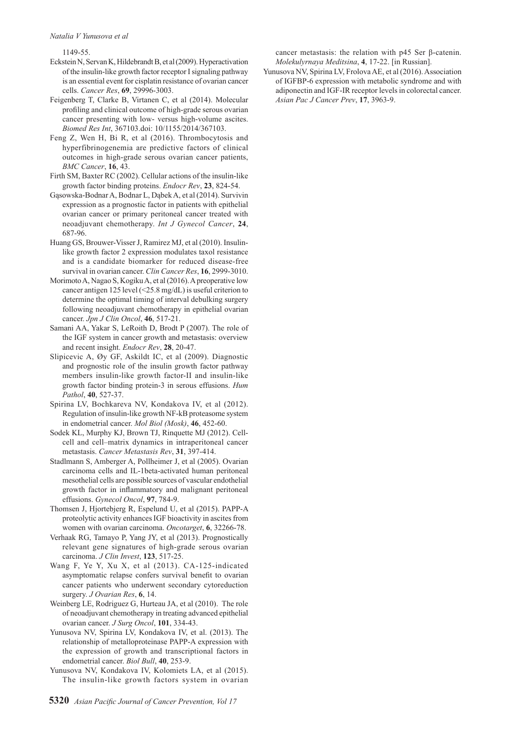1149-55.

Eckstein N, Servan K, Hildebrandt B, et al (2009). Hyperactivation of the insulin-like growth factor receptor I signaling pathway is an essential event for cisplatin resistance of ovarian cancer cells. *Cancer Res*, **69**, 29996-3003.

Feigenberg T, Clarke B, Virtanen C, et al (2014). Molecular profiling and clinical outcome of high-grade serous ovarian cancer presenting with low- versus high-volume ascites. *Biomed Res Int*, 367103.doi: 10/1155/2014/367103.

Feng Z, Wen H, Bi R, et al (2016). Thrombocytosis and hyperfibrinogenemia are predictive factors of clinical outcomes in high-grade serous ovarian cancer patients, *BMC Cancer*, **16**, 43.

Firth SM, Baxter RC (2002). Cellular actions of the insulin-like growth factor binding proteins. *Endocr Rev*, **23**, 824-54.

Gąsowska-Bodnar A, Bodnar L, Dąbek A, et al (2014). Survivin expression as a prognostic factor in patients with epithelial ovarian cancer or primary peritoneal cancer treated with neoadjuvant chemotherapy. *Int J Gynecol Cancer*, **24**, 687-96.

Huang GS, Brouwer-Visser J, Ramirez MJ, et al (2010). Insulin-like growth factor 2 expression modulates taxol resistance and is a candidate biomarker for reduced disease-free survival in ovarian cancer. *Clin Cancer Res*, **16**, 2999-3010.

Morimoto A, Nagao S, Kogiku A, et al (2016). A preoperative low cancer antigen 125 level (<25.8 mg/dL) is useful criterion to determine the optimal timing of interval debulking surgery following neoadjuvant chemotherapy in epithelial ovarian cancer. *Jpn J Clin Oncol*, **46**, 517-21.

Samani AA, Yakar S, LeRoith D, Brodt P (2007). The role of the IGF system in cancer growth and metastasis: overview and recent insight. *Endocr Rev*, **28**, 20-47.

Slipicevic A, Øy GF, Askildt IC, et al (2009). Diagnostic and prognostic role of the insulin growth factor pathway members insulin-like growth factor-II and insulin-like growth factor binding protein-3 in serous effusions. *Hum Pathol*, **40**, 527-37.

Spirina LV, Bochkareva NV, Kondakova IV, et al (2012). Regulation of insulin-like growth NF-kB proteasome system in endometrial cancer. *Mol Biol (Mosk)*, **46**, 452-60.

Sodek KL, Murphy KJ, Brown TJ, Rinquette MJ (2012). Cell-cell and cell–matrix dynamics in intraperitoneal cancer metastasis. *Cancer Metastasis Rev*, **31**, 397-414.

Stadlmann S, Amberger A, Pollheimer J, et al (2005). Ovarian carcinoma cells and IL-1beta-activated human peritoneal mesothelial cells are possible sources of vascular endothelial growth factor in inflammatory and malignant peritoneal effusions. *Gynecol Oncol*, **97**, 784-9.

Thomsen J, Hjortebjerg R, Espelund U, et al (2015). PAPP-A proteolytic activity enhances IGF bioactivity in ascites from women with ovarian carcinoma. *Oncotarget*, **6**, 32266-78.

Verhaak RG, Tamayo P, Yang JY, et al (2013). Prognostically relevant gene signatures of high-grade serous ovarian carcinoma. *J Clin Invest*, **123**, 517-25.

Wang F, Ye Y, Xu X, et al (2013). CA-125-indicated asymptomatic relapse confers survival benefit to ovarian cancer patients who underwent secondary cytoreduction surgery. *J Ovarian Res*, **6**, 14.

Weinberg LE, Rodriguez G, Hurteau JA, et al (2010). The role of neoadjuvant chemotherapy in treating advanced epithelial ovarian cancer. *J Surg Oncol*, **101**, 334-43.

Yunusova NV, Spirina LV, Kondakova IV, et al. (2013). The relationship of metalloproteinase PAPP-A expression with the expression of growth and transcriptional factors in endometrial cancer. *Biol Bull*, **40**, 253-9.

Yunusova NV, Kondakova IV, Kolomiets LA, et al (2015). The insulin-like growth factors system in ovarian cancer metastasis: the relation with p45 Ser β-catenin. *Molekulyrnaya Meditsina*, **4**, 17-22. [in Russian].

Yunusova NV, Spirina LV, Frolova AE, et al (2016). Association of IGFBP-6 expression with metabolic syndrome and with adiponectin and IGF-IR receptor levels in colorectal cancer. *Asian Pac J Cancer Prev*, **17**, 3963-9.